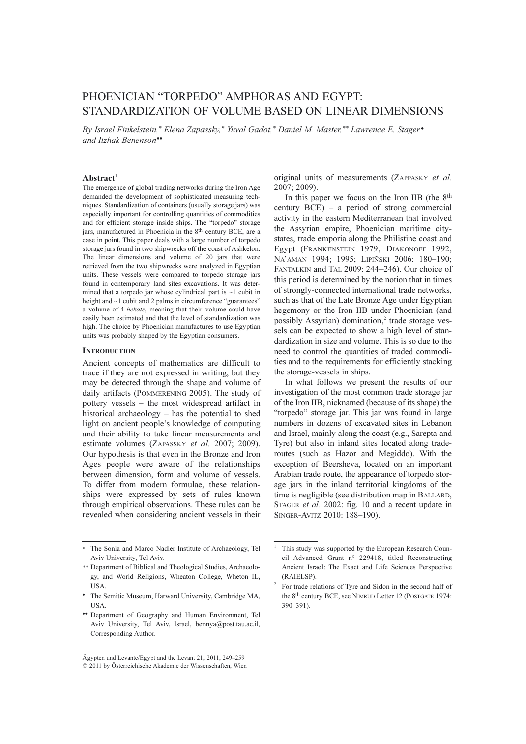# PHOENICIAN "TORPEDO" AMPHORAS AND EGYPT: STANDARDIZATION OF VOLUME BASED ON LINEAR DIMENSIONS

*By Israel Finkelstein,* * *Elena Zapassky,* * *Yuval Gadot,* * *Daniel M. Master,* ** *Lawrence E. Stager* • *and Itzhak Benenson* ••

## Abstract[1]

The emergence of global trading networks during the Iron Age demanded the development of sophisticated measuring techniques. Standardization of containers (usually storage jars) was especially important for controlling quantities of commodities and for efficient storage inside ships. The "torpedo" storage jars, manufactured in Phoenicia in the 8th century BCE, are a case in point. This paper deals with a large number of torpedo storage jars found in two shipwrecks off the coast of Ashkelon. The linear dimensions and volume of 20 jars that were retrieved from the two shipwrecks were analyzed in Egyptian units. These vessels were compared to torpedo storage jars found in contemporary land sites excavations. It was determined that a torpedo jar whose cylindrical part is ~1 cubit in height and ~1 cubit and 2 palms in circumference "guarantees" a volume of 4 *hekats*, meaning that their volume could have easily been estimated and that the level of standardization was high. The choice by Phoenician manufactures to use Egyptian units was probably shaped by the Egyptian consumers.

## Introduction

Ancient concepts of mathematics are difficult to trace if they are not expressed in writing, but they may be detected through the shape and volume of daily artifacts (Pommerening 2005). The study of pottery vessels – the most widespread artifact in historical archaeology – has the potential to shed light on ancient people's knowledge of computing and their ability to take linear measurements and estimate volumes (Zapassky *et al.* 2007; 2009). Our hypothesis is that even in the Bronze and Iron Ages people were aware of the relationships between dimension, form and volume of vessels. To differ from modern formulae, these relationships were expressed by sets of rules known through empirical observations. These rules can be revealed when considering ancient vessels in their original units of measurements (Zappasky *et al.* 2007; 2009).

In this paper we focus on the Iron IIB (the 8th century BCE) – a period of strong commercial activity in the eastern Mediterranean that involved the Assyrian empire, Phoenician maritime city-states, trade emporia along the Philistine coast and Egypt (Frankenstein 1979; Diakonoff 1992; Na'aman 1994; 1995; Lipiñski 2006: 180–190; Fantalkin and Tal 2009: 244–246). Our choice of this period is determined by the notion that in times of strongly-connected international trade networks, such as that of the Late Bronze Age under Egyptian hegemony or the Iron IIB under Phoenician (and possibly Assyrian) domination,[2] trade storage vessels can be expected to show a high level of standardization in size and volume. This is so due to the need to control the quantities of traded commodities and to the requirements for efficiently stacking the storage-vessels in ships.

In what follows we present the results of our investigation of the most common trade storage jar of the Iron IIB, nicknamed (because of its shape) the "torpedo" storage jar. This jar was found in large numbers in dozens of excavated sites in Lebanon and Israel, mainly along the coast (e.g., Sarepta and Tyre) but also in inland sites located along trade-routes (such as Hazor and Megiddo). With the exception of Beersheva, located on an important Arabian trade route, the appearance of torpedo storage jars in the inland territorial kingdoms of the time is negligible (see distribution map in Ballard, Stager *et al.* 2002: fig. 10 and a recent update in Singer-Avitz 2010: 188–190).

---

\* The Sonia and Marco Nadler Institute of Archaeology, Tel Aviv University, Tel Aviv.

\*\* Department of Biblical and Theological Studies, Archaeology, and World Religions, Wheaton College, Wheton IL, USA.

• The Semitic Museum, Harward University, Cambridge MA, USA.

•• Department of Geography and Human Environment, Tel Aviv University, Tel Aviv, Israel, bennya@post.tau.ac.il, Corresponding Author.

[1] This study was supported by the European Research Council Advanced Grant n° 229418, titled Reconstructing Ancient Israel: The Exact and Life Sciences Perspective (RAIELSP).

[2] For trade relations of Tyre and Sidon in the second half of the 8th century BCE, see Nimrud Letter 12 (Postgate 1974: 390–391).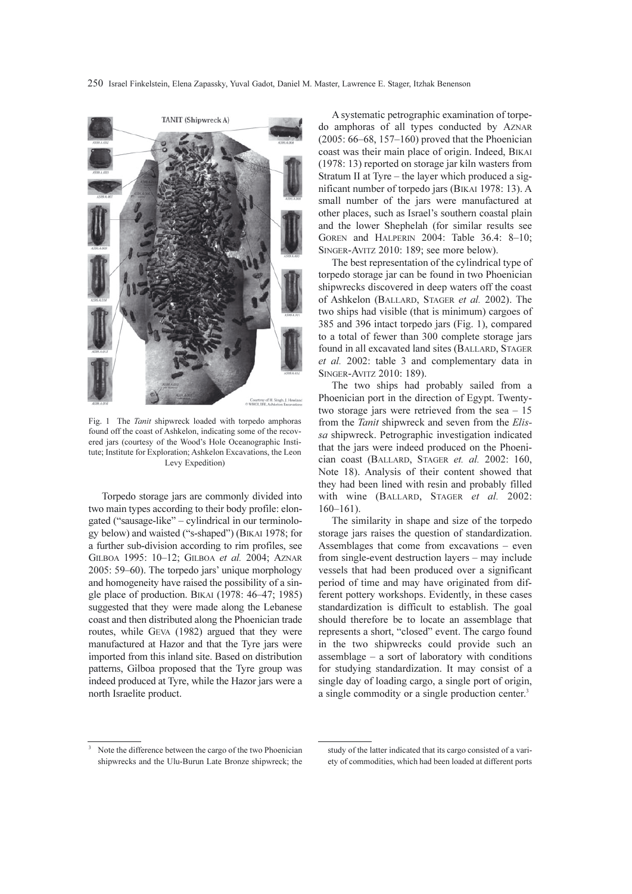Fig. 1 The *Tanit* shipwreck loaded with torpedo amphoras found off the coast of Ashkelon, indicating some of the recovered jars (courtesy of the Wood's Hole Oceanographic Institute; Institute for Exploration; Ashkelon Excavations, the Leon Levy Expedition)

Torpedo storage jars are commonly divided into two main types according to their body profile: elongated ("sausage-like" – cylindrical in our terminology below) and waisted ("s-shaped") (BIKAI 1978; for a further sub-division according to rim profiles, see GILBOA 1995: 10–12; GILBOA *et al.* 2004; AZNAR 2005: 59–60). The torpedo jars' unique morphology and homogeneity have raised the possibility of a single place of production. BIKAI (1978: 46–47; 1985) suggested that they were made along the Lebanese coast and then distributed along the Phoenician trade routes, while GEVA (1982) argued that they were manufactured at Hazor and that the Tyre jars were imported from this inland site. Based on distribution patterns, Gilboa proposed that the Tyre group was indeed produced at Tyre, while the Hazor jars were a north Israelite product.

A systematic petrographic examination of torpedo amphoras of all types conducted by AZNAR (2005: 66–68, 157–160) proved that the Phoenician coast was their main place of origin. Indeed, BIKAI (1978: 13) reported on storage jar kiln wasters from Stratum II at Tyre – the layer which produced a significant number of torpedo jars (BIKAI 1978: 13). A small number of the jars were manufactured at other places, such as Israel's southern coastal plain and the lower Shephelah (for similar results see GOREN and HALPERIN 2004: Table 36.4: 8–10; SINGER-AVITZ 2010: 189; see more below).

The best representation of the cylindrical type of torpedo storage jar can be found in two Phoenician shipwrecks discovered in deep waters off the coast of Ashkelon (BALLARD, STAGER *et al.* 2002). The two ships had visible (that is minimum) cargoes of 385 and 396 intact torpedo jars (Fig. 1), compared to a total of fewer than 300 complete storage jars found in all excavated land sites (BALLARD, STAGER *et al.* 2002: table 3 and complementary data in SINGER-AVITZ 2010: 189).

The two ships had probably sailed from a Phoenician port in the direction of Egypt. Twenty-two storage jars were retrieved from the sea – 15 from the *Tanit* shipwreck and seven from the *Elissa* shipwreck. Petrographic investigation indicated that the jars were indeed produced on the Phoenician coast (BALLARD, STAGER *et. al.* 2002: 160, Note 18). Analysis of their content showed that they had been lined with resin and probably filled with wine (BALLARD, STAGER *et al.* 2002: 160–161).

The similarity in shape and size of the torpedo storage jars raises the question of standardization. Assemblages that come from excavations – even from single-event destruction layers – may include vessels that had been produced over a significant period of time and may have originated from different pottery workshops. Evidently, in these cases standardization is difficult to establish. The goal should therefore be to locate an assemblage that represents a short, "closed" event. The cargo found in the two shipwrecks could provide such an assemblage – a sort of laboratory with conditions for studying standardization. It may consist of a single day of loading cargo, a single port of origin, a single commodity or a single production center.[3]

[3] Note the difference between the cargo of the two Phoenician shipwrecks and the Ulu-Burun Late Bronze shipwreck; the study of the latter indicated that its cargo consisted of a variety of commodities, which had been loaded at different ports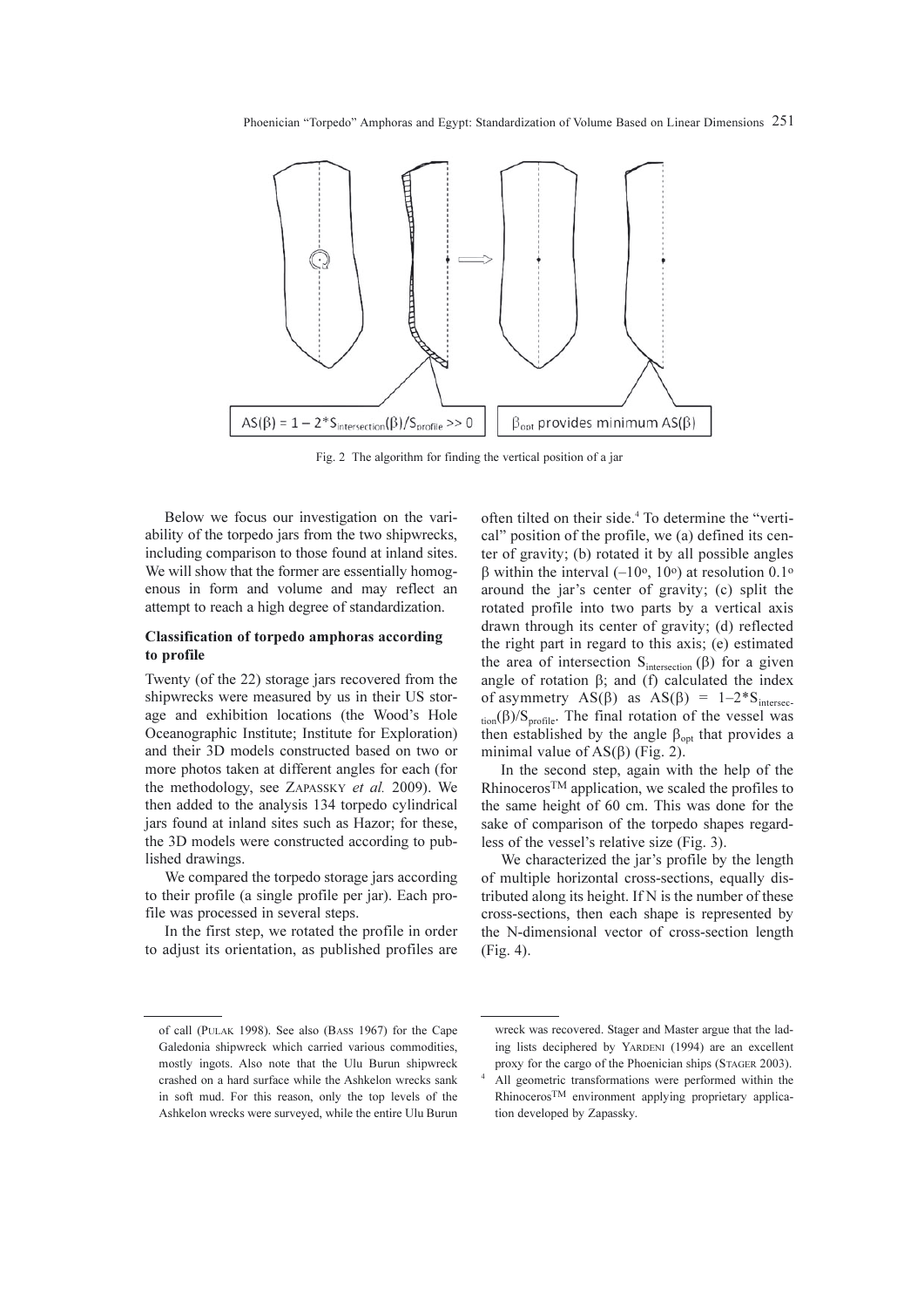$AS(\beta) = 1 - 2^*S_{intersection}(\beta)/S_{profile} >> 0$

$\beta_{opt}$ provides minimum $AS(\beta)$

Fig. 2 The algorithm for finding the vertical position of a jar

Below we focus our investigation on the variability of the torpedo jars from the two shipwrecks, including comparison to those found at inland sites. We will show that the former are essentially homogenous in form and volume and may reflect an attempt to reach a high degree of standardization.

### Classification of torpedo amphoras according to profile

Twenty (of the 22) storage jars recovered from the shipwrecks were measured by us in their US storage and exhibition locations (the Wood's Hole Oceanographic Institute; Institute for Exploration) and their 3D models constructed based on two or more photos taken at different angles for each (for the methodology, see ZAPASSKY *et al.* 2009). We then added to the analysis 134 torpedo cylindrical jars found at inland sites such as Hazor; for these, the 3D models were constructed according to published drawings.

We compared the torpedo storage jars according to their profile (a single profile per jar). Each profile was processed in several steps.

In the first step, we rotated the profile in order to adjust its orientation, as published profiles are often tilted on their side.[4] To determine the "vertical" position of the profile, we (a) defined its center of gravity; (b) rotated it by all possible angles $\beta$ within the interval ($-10^o$, $10^o$) at resolution $0.1^o$ around the jar's center of gravity; (c) split the rotated profile into two parts by a vertical axis drawn through its center of gravity; (d) reflected the right part in regard to this axis; (e) estimated the area of intersection $S_{intersection}(\beta)$ for a given angle of rotation $\beta$; and (f) calculated the index of asymmetry $AS(\beta)$ as $AS(\beta) = 1-2^*S_{intersection}(\beta)/S_{profile}$. The final rotation of the vessel was then established by the angle $\beta_{opt}$ that provides a minimal value of $AS(\beta)$ (Fig. 2).

In the second step, again with the help of the Rhinoceros™ application, we scaled the profiles to the same height of 60 cm. This was done for the sake of comparison of the torpedo shapes regardless of the vessel's relative size (Fig. 3).

We characterized the jar's profile by the length of multiple horizontal cross-sections, equally distributed along its height. If N is the number of these cross-sections, then each shape is represented by the N-dimensional vector of cross-section length (Fig. 4).

---

of call (PULAK 1998). See also (BASS 1967) for the Cape Galedonia shipwreck which carried various commodities, mostly ingots. Also note that the Ulu Burun shipwreck crashed on a hard surface while the Ashkelon wrecks sank in soft mud. For this reason, only the top levels of the Ashkelon wrecks were surveyed, while the entire Ulu Burun wreck was recovered. Stager and Master argue that the lading lists deciphered by YARDENI (1994) are an excellent proxy for the cargo of the Phoenician ships (STAGER 2003).

[4] All geometric transformations were performed within the Rhinoceros™ environment applying proprietary application developed by Zapassky.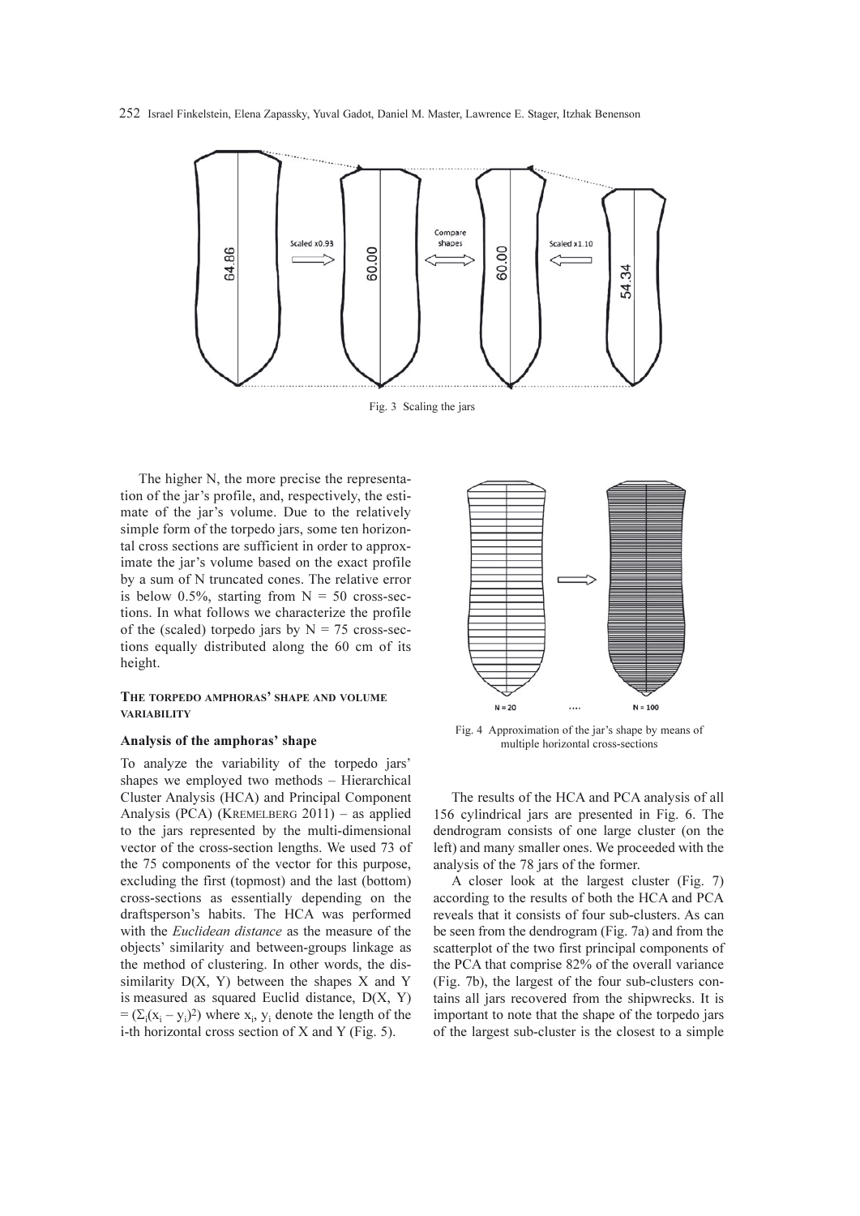Fig. 3 Scaling the jars

The higher N, the more precise the representation of the jar's profile, and, respectively, the estimate of the jar's volume. Due to the relatively simple form of the torpedo jars, some ten horizontal cross sections are sufficient in order to approximate the jar's volume based on the exact profile by a sum of N truncated cones. The relative error is below 0.5%, starting from N = 50 cross-sections. In what follows we characterize the profile of the (scaled) torpedo jars by N = 75 cross-sections equally distributed along the 60 cm of its height.

## The torpedo amphoras' shape and volume variability

### Analysis of the amphoras' shape

To analyze the variability of the torpedo jars' shapes we employed two methods – Hierarchical Cluster Analysis (HCA) and Principal Component Analysis (PCA) (Kremelberg 2011) – as applied to the jars represented by the multi-dimensional vector of the cross-section lengths. We used 73 of the 75 components of the vector for this purpose, excluding the first (topmost) and the last (bottom) cross-sections as essentially depending on the draftsperson's habits. The HCA was performed with the *Euclidean distance* as the measure of the objects' similarity and between-groups linkage as the method of clustering. In other words, the dissimilarity D(X, Y) between the shapes X and Y is measured as squared Euclid distance, $D(X, Y) = (\Sigma_i(x_i - y_i)^2)$ where $x_i$, $y_i$ denote the length of the i-th horizontal cross section of X and Y (Fig. 5).

Fig. 4 Approximation of the jar's shape by means of multiple horizontal cross-sections

The results of the HCA and PCA analysis of all 156 cylindrical jars are presented in Fig. 6. The dendrogram consists of one large cluster (on the left) and many smaller ones. We proceeded with the analysis of the 78 jars of the former.

A closer look at the largest cluster (Fig. 7) according to the results of both the HCA and PCA reveals that it consists of four sub-clusters. As can be seen from the dendrogram (Fig. 7a) and from the scatterplot of the two first principal components of the PCA that comprise 82% of the overall variance (Fig. 7b), the largest of the four sub-clusters contains all jars recovered from the shipwrecks. It is important to note that the shape of the torpedo jars of the largest sub-cluster is the closest to a simple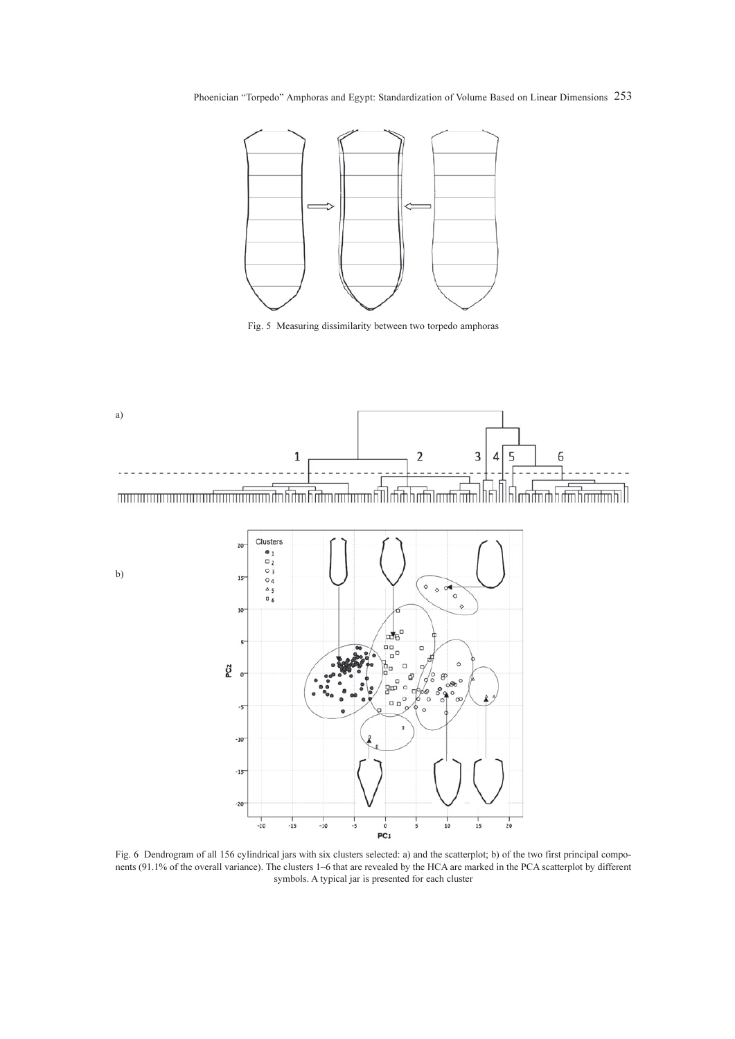Fig. 5 Measuring dissimilarity between two torpedo amphoras

a)

b)

Fig. 6 Dendrogram of all 156 cylindrical jars with six clusters selected: a) and the scatterplot; b) of the two first principal components (91.1% of the overall variance). The clusters 1–6 that are revealed by the HCA are marked in the PCA scatterplot by different symbols. A typical jar is presented for each cluster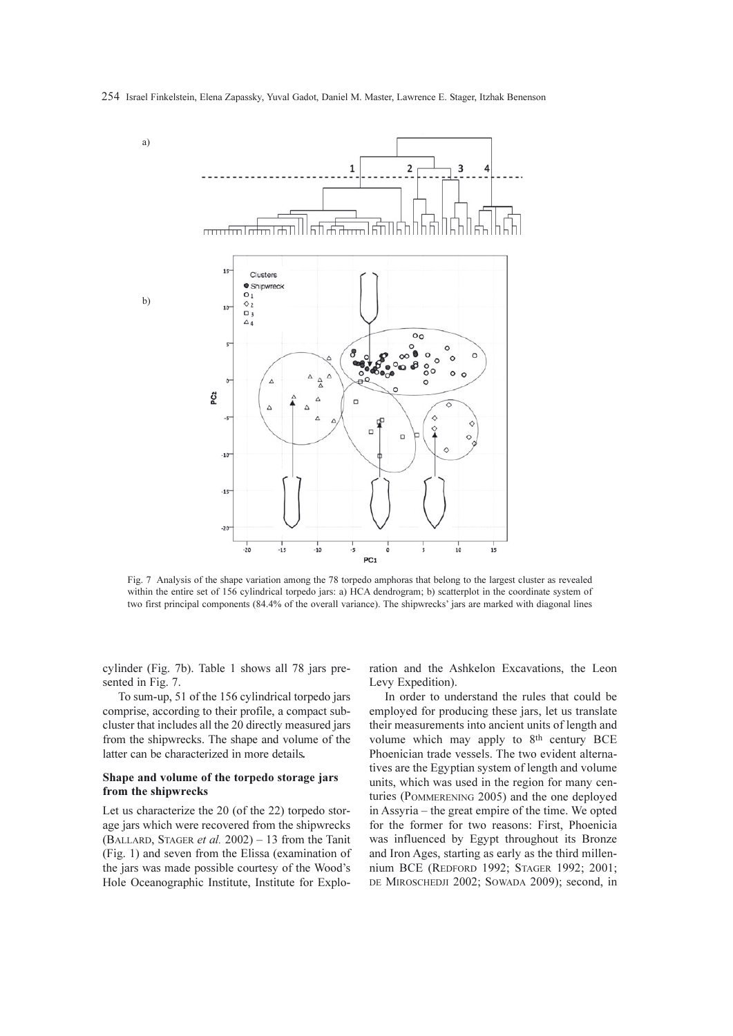Fig. 7 Analysis of the shape variation among the 78 torpedo amphoras that belong to the largest cluster as revealed within the entire set of 156 cylindrical torpedo jars: a) HCA dendrogram; b) scatterplot in the coordinate system of two first principal components (84.4% of the overall variance). The shipwrecks' jars are marked with diagonal lines

cylinder (Fig. 7b). Table 1 shows all 78 jars presented in Fig. 7.

To sum-up, 51 of the 156 cylindrical torpedo jars comprise, according to their profile, a compact subcluster that includes all the 20 directly measured jars from the shipwrecks. The shape and volume of the latter can be characterized in more details**.**

### Shape and volume of the torpedo storage jars from the shipwrecks

Let us characterize the 20 (of the 22) torpedo storage jars which were recovered from the shipwrecks (Ballard, Stager *et al.* 2002) – 13 from the Tanit (Fig. 1) and seven from the Elissa (examination of the jars was made possible courtesy of the Wood's Hole Oceanographic Institute, Institute for Exploration and the Ashkelon Excavations, the Leon Levy Expedition).

In order to understand the rules that could be employed for producing these jars, let us translate their measurements into ancient units of length and volume which may apply to 8th century BCE Phoenician trade vessels. The two evident alternatives are the Egyptian system of length and volume units, which was used in the region for many centuries (Pommerening 2005) and the one deployed in Assyria – the great empire of the time. We opted for the former for two reasons: First, Phoenicia was influenced by Egypt throughout its Bronze and Iron Ages, starting as early as the third millennium BCE (Redford 1992; Stager 1992; 2001; de Miroschedji 2002; Sowada 2009); second, in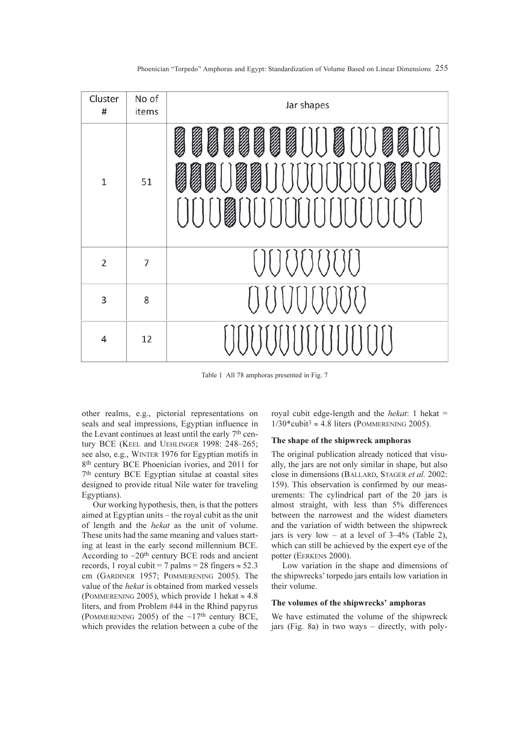| Cluster # | No of items | Jar shapes |
|---|---|---|
| 1 | 51 | |
| 2 | 7 | |
| 3 | 8 | |
| 4 | 12 | |

Table 1 All 78 amphoras presented in Fig. 7

other realms, e.g., pictorial representations on seals and seal impressions, Egyptian influence in the Levant continues at least until the early 7th century BCE (Keel and Uehlinger 1998: 248–265; see also, e.g., Winter 1976 for Egyptian motifs in 8th century BCE Phoenician ivories, and 2011 for 7th century BCE Egyptian situlae at coastal sites designed to provide ritual Nile water for traveling Egyptians).

Our working hypothesis, then, is that the potters aimed at Egyptian units – the royal cubit as the unit of length and the *hekat* as the unit of volume. These units had the same meaning and values starting at least in the early second millennium BCE. According to ~20th century BCE rods and ancient records, 1 royal cubit = 7 palms = 28 fingers ≈ 52.3 cm (Gardiner 1957; Pommerening 2005). The value of the *hekat* is obtained from marked vessels (Pommerening 2005), which provide 1 hekat ≈ 4.8 liters, and from Problem #44 in the Rhind papyrus (Pommerening 2005) of the ~17th century BCE, which provides the relation between a cube of the royal cubit edge-length and the *hekat*: 1 hekat = $1/30*\text{cubit}^3 \approx 4.8$ liters (Pommerening 2005).

### The shape of the shipwreck amphoras

The original publication already noticed that visually, the jars are not only similar in shape, but also close in dimensions (Ballard, Stager *et al.* 2002: 159). This observation is confirmed by our measurements: The cylindrical part of the 20 jars is almost straight, with less than 5% differences between the narrowest and the widest diameters and the variation of width between the shipwreck jars is very low – at a level of 3–4% (Table 2), which can still be achieved by the expert eye of the potter (Eerkens 2000).

Low variation in the shape and dimensions of the shipwrecks' torpedo jars entails low variation in their volume.

### The volumes of the shipwrecks' amphoras

We have estimated the volume of the shipwreck jars (Fig. 8a) in two ways – directly, with poly-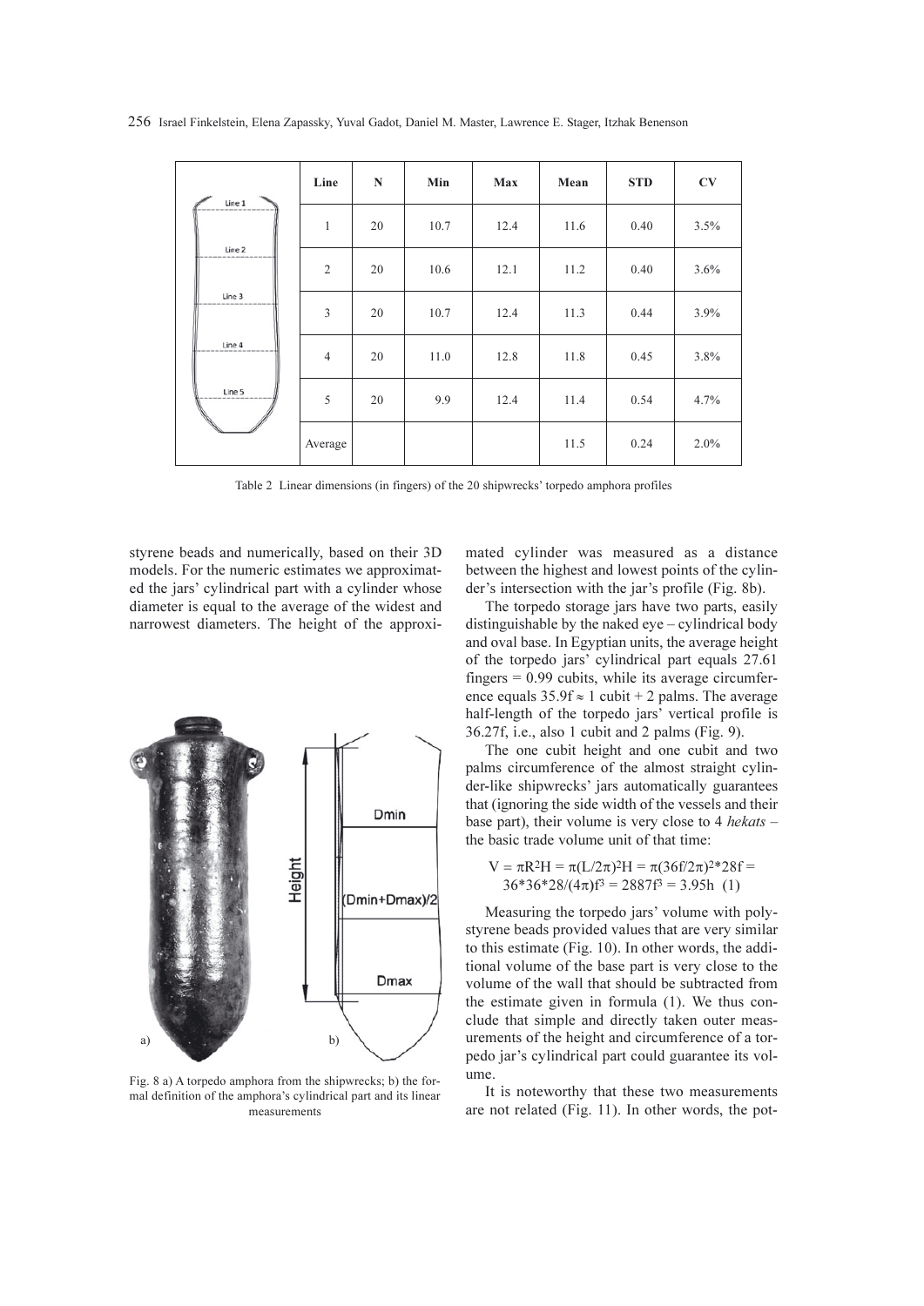| | Line | N | Min | Max | Mean | STD | CV |
|---|---|---|---|---|---|---|---|
| | 1 | 20 | 10.7 | 12.4 | 11.6 | 0.40 | 3.5% |
| | 2 | 20 | 10.6 | 12.1 | 11.2 | 0.40 | 3.6% |
| | 3 | 20 | 10.7 | 12.4 | 11.3 | 0.44 | 3.9% |
| | 4 | 20 | 11.0 | 12.8 | 11.8 | 0.45 | 3.8% |
| | 5 | 20 | 9.9 | 12.4 | 11.4 | 0.54 | 4.7% |
| | Average | | | | 11.5 | 0.24 | 2.0% |

Table 2 Linear dimensions (in fingers) of the 20 shipwrecks' torpedo amphora profiles

styrene beads and numerically, based on their 3D models. For the numeric estimates we approximated the jars' cylindrical part with a cylinder whose diameter is equal to the average of the widest and narrowest diameters. The height of the approximated cylinder was measured as a distance between the highest and lowest points of the cylinder's intersection with the jar's profile (Fig. 8b).

Fig. 8 a) A torpedo amphora from the shipwrecks; b) the formal definition of the amphora's cylindrical part and its linear measurements

The torpedo storage jars have two parts, easily distinguishable by the naked eye – cylindrical body and oval base. In Egyptian units, the average height of the torpedo jars' cylindrical part equals 27.61 fingers = 0.99 cubits, while its average circumference equals $35.9f \approx 1$ cubit + 2 palms. The average half-length of the torpedo jars' vertical profile is 36.27f, i.e., also 1 cubit and 2 palms (Fig. 9).

The one cubit height and one cubit and two palms circumference of the almost straight cylinder-like shipwrecks' jars automatically guarantees that (ignoring the side width of the vessels and their base part), their volume is very close to 4 *hekats* – the basic trade volume unit of that time:

$$V = \pi R^2 H = \pi (L/2\pi)^2 H = \pi (36f/2\pi)^2 * 28f = 36*36*28/(4\pi)f^3 = 2887f^3 = 3.95h \quad (1)$$

Measuring the torpedo jars' volume with polystyrene beads provided values that are very similar to this estimate (Fig. 10). In other words, the additional volume of the base part is very close to the volume of the wall that should be subtracted from the estimate given in formula (1). We thus conclude that simple and directly taken outer measurements of the height and circumference of a torpedo jar's cylindrical part could guarantee its volume.

It is noteworthy that these two measurements are not related (Fig. 11). In other words, the pot-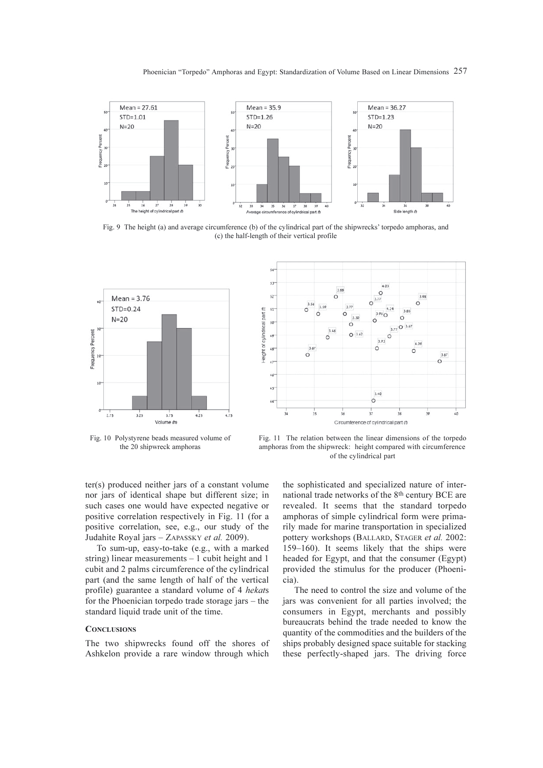Fig. 9 The height (a) and average circumference (b) of the cylindrical part of the shipwrecks' torpedo amphoras, and (c) the half-length of their vertical profile

Fig. 10 Polystyrene beads measured volume of the 20 shipwreck amphoras

Fig. 11 The relation between the linear dimensions of the torpedo amphoras from the shipwreck: height compared with circumference of the cylindrical part

ter(s) produced neither jars of a constant volume nor jars of identical shape but different size; in such cases one would have expected negative or positive correlation respectively in Fig. 11 (for a positive correlation, see, e.g., our study of the Judahite Royal jars – ZAPASSKY *et al.* 2009).

To sum-up, easy-to-take (e.g., with a marked string) linear measurements – 1 cubit height and 1 cubit and 2 palms circumference of the cylindrical part (and the same length of half of the vertical profile) guarantee a standard volume of 4 *hekat*s for the Phoenician torpedo trade storage jars – the standard liquid trade unit of the time.

## CONCLUSIONS

The two shipwrecks found off the shores of Ashkelon provide a rare window through which the sophisticated and specialized nature of international trade networks of the 8th century BCE are revealed. It seems that the standard torpedo amphoras of simple cylindrical form were primarily made for marine transportation in specialized pottery workshops (BALLARD, STAGER *et al.* 2002: 159–160). It seems likely that the ships were headed for Egypt, and that the consumer (Egypt) provided the stimulus for the producer (Phoenicia).

The need to control the size and volume of the jars was convenient for all parties involved; the consumers in Egypt, merchants and possibly bureaucrats behind the trade needed to know the quantity of the commodities and the builders of the ships probably designed space suitable for stacking these perfectly-shaped jars. The driving force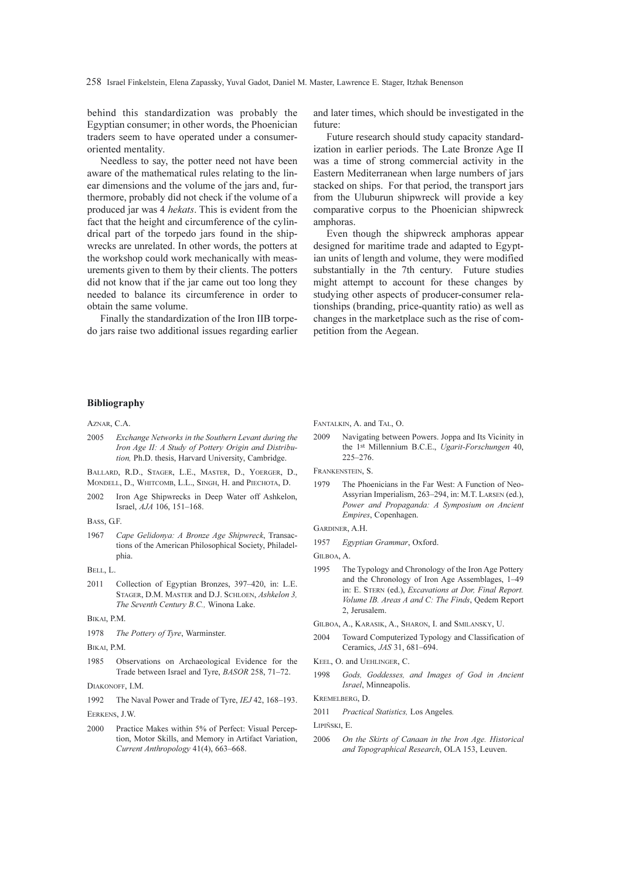behind this standardization was probably the Egyptian consumer; in other words, the Phoenician traders seem to have operated under a consumer-oriented mentality.

Needless to say, the potter need not have been aware of the mathematical rules relating to the linear dimensions and the volume of the jars and, furthermore, probably did not check if the volume of a produced jar was 4 *hekats*. This is evident from the fact that the height and circumference of the cylindrical part of the torpedo jars found in the shipwrecks are unrelated. In other words, the potters at the workshop could work mechanically with measurements given to them by their clients. The potters did not know that if the jar came out too long they needed to balance its circumference in order to obtain the same volume.

Finally the standardization of the Iron IIB torpedo jars raise two additional issues regarding earlier and later times, which should be investigated in the future:

Future research should study capacity standardization in earlier periods. The Late Bronze Age II was a time of strong commercial activity in the Eastern Mediterranean when large numbers of jars stacked on ships. For that period, the transport jars from the Uluburun shipwreck will provide a key comparative corpus to the Phoenician shipwreck amphoras.

Even though the shipwreck amphoras appear designed for maritime trade and adapted to Egyptian units of length and volume, they were modified substantially in the 7th century. Future studies might attempt to account for these changes by studying other aspects of producer-consumer relationships (branding, price-quantity ratio) as well as changes in the marketplace such as the rise of competition from the Aegean.

## Bibliography

Aznar, C.A.

2005 *Exchange Networks in the Southern Levant during the Iron Age II: A Study of Pottery Origin and Distribution,* Ph.D. thesis, Harvard University, Cambridge.

Ballard, R.D., Stager, L.E., Master, D., Yoerger, D., Mondell, D., Whitcomb, L.L., Singh, H. and Piechota, D.

2002 Iron Age Shipwrecks in Deep Water off Ashkelon, Israel, *AJA* 106, 151–168.

Bass, G.F.

1967 *Cape Gelidonya: A Bronze Age Shipwreck*, Transactions of the American Philosophical Society, Philadelphia.

Bell, L.

2011 Collection of Egyptian Bronzes, 397–420, in: L.E. Stager, D.M. Master and D.J. Schloen, *Ashkelon 3, The Seventh Century B.C.,* Winona Lake.

Bikai, P.M.

1978 *The Pottery of Tyre*, Warminster.

Bikai, P.M.

1985 Observations on Archaeological Evidence for the Trade between Israel and Tyre, *BASOR* 258, 71–72.

Diakonoff, I.M.

1992 The Naval Power and Trade of Tyre, *IEJ* 42, 168–193.

Eerkens, J.W.

2000 Practice Makes within 5% of Perfect: Visual Perception, Motor Skills, and Memory in Artifact Variation, *Current Anthropology* 41(4), 663–668.

Fantalkin, A. and Tal, O.

2009 Navigating between Powers. Joppa and Its Vicinity in the 1st Millennium B.C.E., *Ugarit-Forschungen* 40, 225–276.

Frankenstein, S.

1979 The Phoenicians in the Far West: A Function of Neo-Assyrian Imperialism, 263–294, in: M.T. Larsen (ed.), *Power and Propaganda: A Symposium on Ancient Empires*, Copenhagen.

Gardiner, A.H.

1957 *Egyptian Grammar*, Oxford.

Gilboa, A.

1995 The Typology and Chronology of the Iron Age Pottery and the Chronology of Iron Age Assemblages, 1–49 in: E. Stern (ed.), *Excavations at Dor, Final Report. Volume IB. Areas A and C: The Finds*, Qedem Report 2, Jerusalem.

Gilboa, A., Karasik, A., Sharon, I. and Smilansky, U.

2004 Toward Computerized Typology and Classification of Ceramics, *JAS* 31, 681–694.

Keel, O. and Uehlinger, C.

1998 *Gods, Goddesses, and Images of God in Ancient Israel*, Minneapolis.

Kremelberg, D.

2011 *Practical Statistics,* Los Angeles*.*

Lipiński, E.

2006 *On the Skirts of Canaan in the Iron Age. Historical and Topographical Research*, OLA 153, Leuven.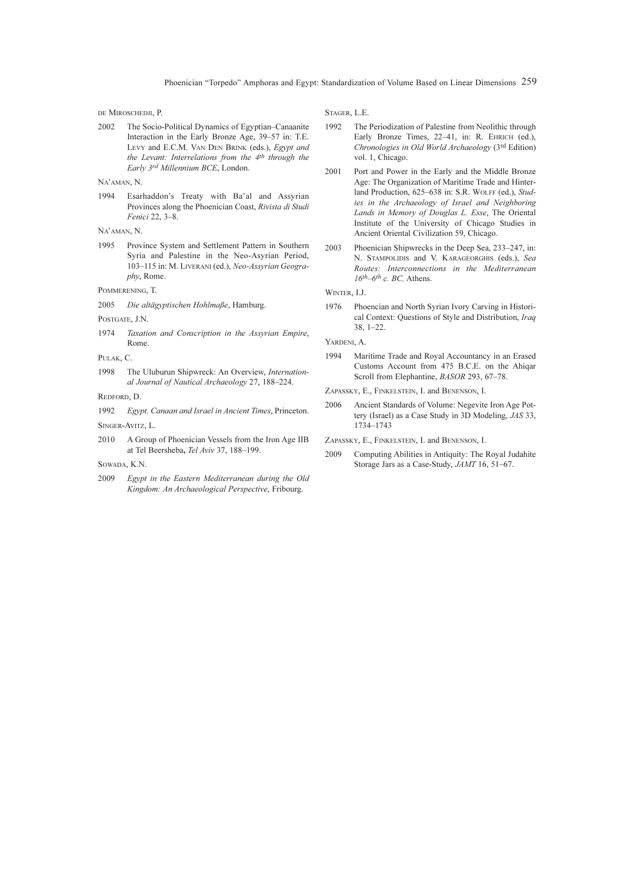de Miroschedji, P.

2002 The Socio-Political Dynamics of Egyptian–Canaanite Interaction in the Early Bronze Age, 39–57 in: T.E. Levy and E.C.M. Van Den Brink (eds.), *Egypt and the Levant: Interrelations from the 4th through the Early 3rd Millennium BCE*, London.

Na'aman, N.

1994 Esarhaddon's Treaty with Ba'al and Assyrian Provinces along the Phoenician Coast, *Rivista di Studi Fenici* 22, 3–8.

Na'aman, N.

1995 Province System and Settlement Pattern in Southern Syria and Palestine in the Neo-Asyrian Period, 103–115 in: M. Liverani (ed.), *Neo-Assyrian Geography*, Rome.

Pommerening, T.

2005 *Die altägyptischen Hohlmaße*, Hamburg.

Postgate, J.N.

1974 *Taxation and Conscription in the Assyrian Empire*, Rome.

Pulak, C.

1998 The Uluburun Shipwreck: An Overview, *International Journal of Nautical Archaeology* 27, 188–224.

Redford, D.

1992 *Egypt, Canaan and Israel in Ancient Times*, Princeton.

Singer-Avitz, L.

2010 A Group of Phoenician Vessels from the Iron Age IIB at Tel Beersheba, *Tel Aviv* 37, 188–199.

Sowada, K.N.

2009 *Egypt in the Eastern Mediterranean during the Old Kingdom: An Archaeological Perspective*, Fribourg.

Stager, L.E.

1992 The Periodization of Palestine from Neolithic through Early Bronze Times, 22–41, in: R. Ehrich (ed.), *Chronologies in Old World Archaeology* (3rd Edition) vol. 1, Chicago.

2001 Port and Power in the Early and the Middle Bronze Age: The Organization of Maritime Trade and Hinterland Production, 625–638 in: S.R. Wolff (ed.), *Studies in the Archaeology of Israel and Neighboring Lands in Memory of Douglas L. Esse*, The Oriental Institute of the University of Chicago Studies in Ancient Oriental Civilization 59, Chicago.

2003 Phoenician Shipwrecks in the Deep Sea, 233–247, in: N. Stampolidis and V. Karageorghis (eds.), *Sea Routes: Interconnections in the Mediterranean 16th–6th c. BC*, Athens.

Winter, I.J.

1976 Phoencian and North Syrian Ivory Carving in Historical Context: Questions of Style and Distribution, *Iraq* 38, 1–22.

Yardeni, A.

1994 Maritime Trade and Royal Accountancy in an Erased Customs Account from 475 B.C.E. on the Ahiqar Scroll from Elephantine, *BASOR* 293, 67–78.

Zapassky, E., Finkelstein, I. and Benenson, I.

2006 Ancient Standards of Volume: Negevite Iron Age Pottery (Israel) as a Case Study in 3D Modeling, *JAS* 33, 1734–1743

Zapassky, E., Finkelstein, I. and Benenson, I.

2009 Computing Abilities in Antiquity: The Royal Judahite Storage Jars as a Case-Study, *JAMT* 16, 51–67.